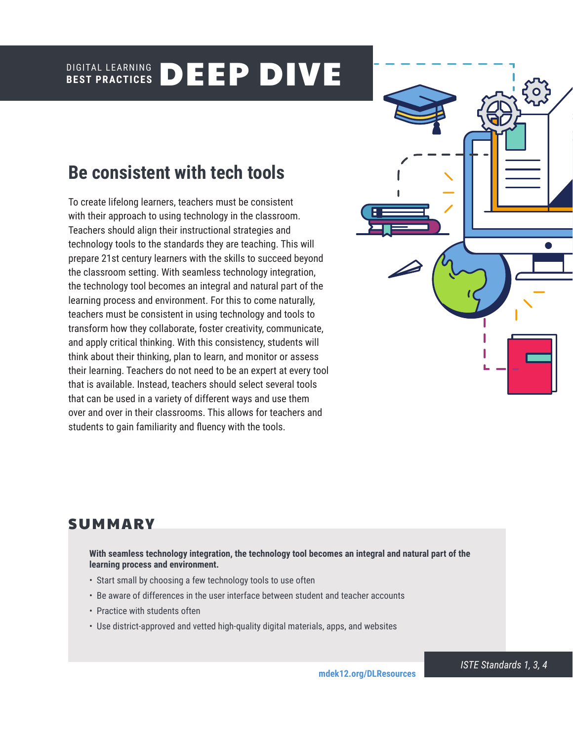DIGITAL LEARNING **BEST PRACTICES** **DEEP DIVE**

## Be consistent with tech tools

To create lifelong learners, teachers must be consistent with their approach to using technology in the classroom. Teachers should align their instructional strategies and technology tools to the standards they are teaching. This will prepare 21st century learners with the skills to succeed beyond the classroom setting. With seamless technology integration, the technology tool becomes an integral and natural part of the learning process and environment. For this to come naturally, teachers must be consistent in using technology and tools to transform how they collaborate, foster creativity, communicate, and apply critical thinking. With this consistency, students will think about their thinking, plan to learn, and monitor or assess their learning. Teachers do not need to be an expert at every tool that is available. Instead, teachers should select several tools that can be used in a variety of different ways and use them over and over in their classrooms. This allows for teachers and students to gain familiarity and fluency with the tools.

## SUMMARY

**With seamless technology integration, the technology tool becomes an integral and natural part of the learning process and environment.**

- Start small by choosing a few technology tools to use often
- Be aware of differences in the user interface between student and teacher accounts
- Practice with students often
- Use district-approved and vetted high-quality digital materials, apps, and websites

mdek12.org/DLResources

*ISTE Standards 1, 3, 4*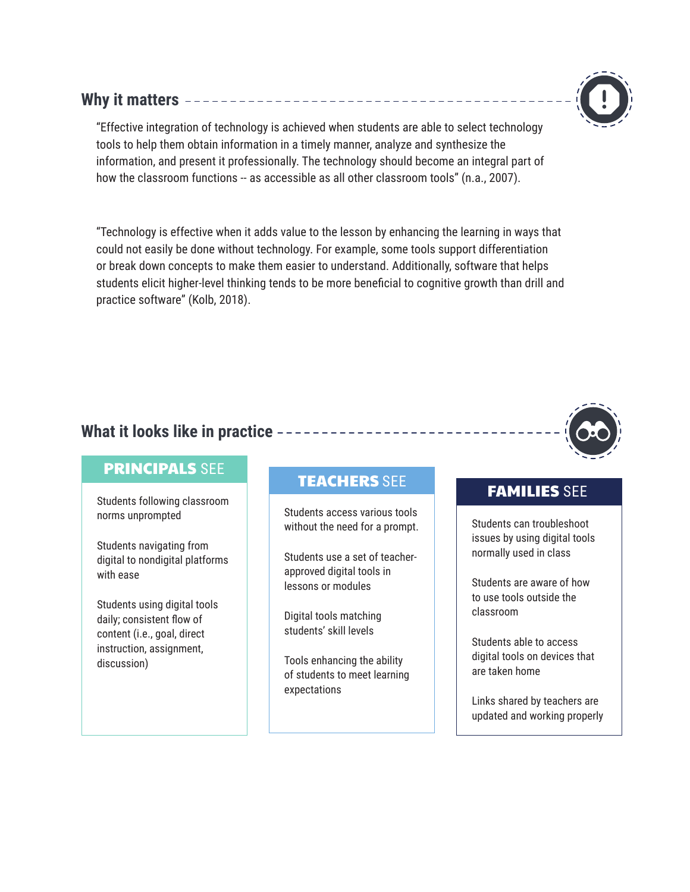## Why it matters

"Effective integration of technology is achieved when students are able to select technology tools to help them obtain information in a timely manner, analyze and synthesize the information, and present it professionally. The technology should become an integral part of how the classroom functions -- as accessible as all other classroom tools" (n.a., 2007).

"Technology is effective when it adds value to the lesson by enhancing the learning in ways that could not easily be done without technology. For example, some tools support differentiation or break down concepts to make them easier to understand. Additionally, software that helps students elicit higher-level thinking tends to be more beneficial to cognitive growth than drill and practice software" (Kolb, 2018).

## What it looks like in practice

### PRINCIPALS SEE

Students following classroom norms unprompted

Students navigating from digital to nondigital platforms with ease

Students using digital tools daily; consistent flow of content (i.e., goal, direct instruction, assignment, discussion)

### TEACHERS SEE

Students access various tools without the need for a prompt.

Students use a set of teacher-approved digital tools in lessons or modules

Digital tools matching students' skill levels

Tools enhancing the ability of students to meet learning expectations

### FAMILIES SEE

Students can troubleshoot issues by using digital tools normally used in class

Students are aware of how to use tools outside the classroom

Students able to access digital tools on devices that are taken home

Links shared by teachers are updated and working properly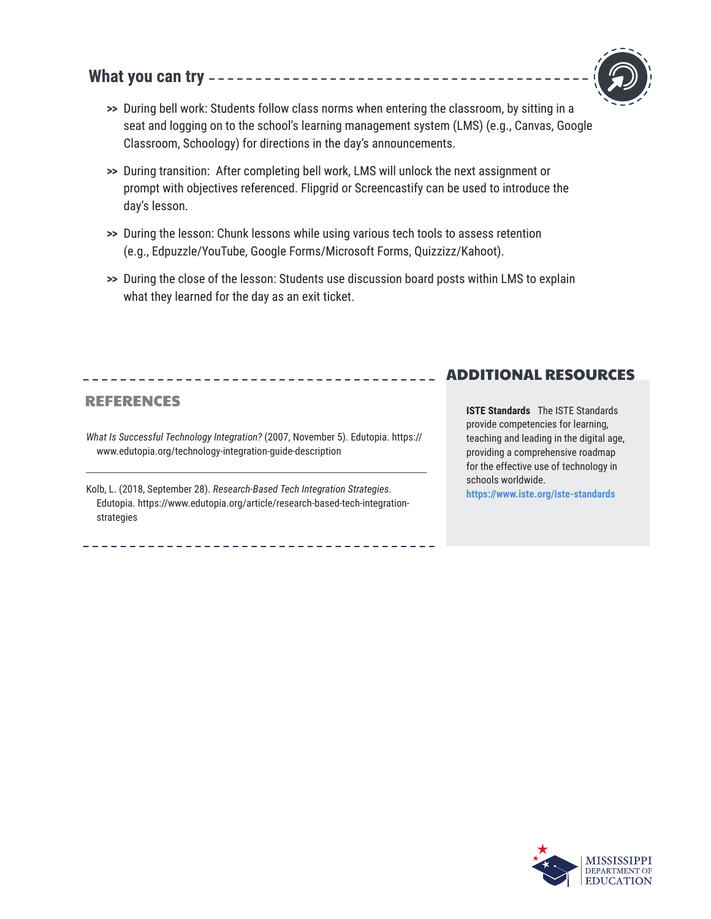## What you can try

- During bell work: Students follow class norms when entering the classroom, by sitting in a seat and logging on to the school's learning management system (LMS) (e.g., Canvas, Google Classroom, Schoology) for directions in the day's announcements.
- During transition: After completing bell work, LMS will unlock the next assignment or prompt with objectives referenced. Flipgrid or Screencastify can be used to introduce the day's lesson.
- During the lesson: Chunk lessons while using various tech tools to assess retention (e.g., Edpuzzle/YouTube, Google Forms/Microsoft Forms, Quizzizz/Kahoot).
- During the close of the lesson: Students use discussion board posts within LMS to explain what they learned for the day as an exit ticket.

## REFERENCES

*What Is Successful Technology Integration?* (2007, November 5). Edutopia. https://www.edutopia.org/technology-integration-guide-description

Kolb, L. (2018, September 28). *Research-Based Tech Integration Strategies*. Edutopia. https://www.edutopia.org/article/research-based-tech-integration-strategies

## ADDITIONAL RESOURCES

**ISTE Standards** The ISTE Standards provide competencies for learning, teaching and leading in the digital age, providing a comprehensive roadmap for the effective use of technology in schools worldwide.
**https://www.iste.org/iste-standards**